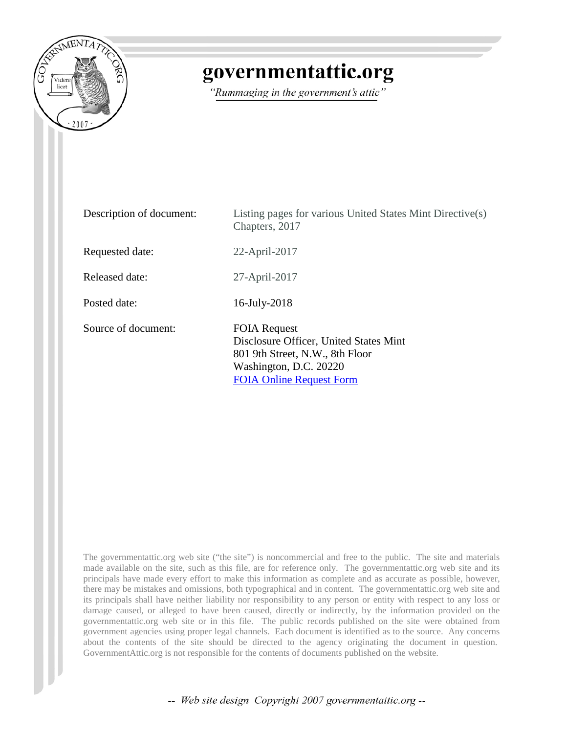# governmentattic.org

*"Rummaging in the government's attic"*

| | |
|---|---|
| Description of document: | Listing pages for various United States Mint Directive(s) Chapters, 2017 |
| Requested date: | 22-April-2017 |
| Released date: | 27-April-2017 |
| Posted date: | 16-July-2018 |
| Source of document: | FOIA Request<br>Disclosure Officer, United States Mint<br>801 9th Street, N.W., 8th Floor<br>Washington, D.C. 20220<br>FOIA Online Request Form |

The governmentattic.org web site ("the site") is noncommercial and free to the public. The site and materials made available on the site, such as this file, are for reference only. The governmentattic.org web site and its principals have made every effort to make this information as complete and as accurate as possible, however, there may be mistakes and omissions, both typographical and in content. The governmentattic.org web site and its principals shall have neither liability nor responsibility to any person or entity with respect to any loss or damage caused, or alleged to have been caused, directly or indirectly, by the information provided on the governmentattic.org web site or in this file. The public records published on the site were obtained from government agencies using proper legal channels. Each document is identified as to the source. Any concerns about the contents of the site should be directed to the agency originating the document in question. GovernmentAttic.org is not responsible for the contents of documents published on the website.

-- Web site design Copyright 2007 governmentattic.org --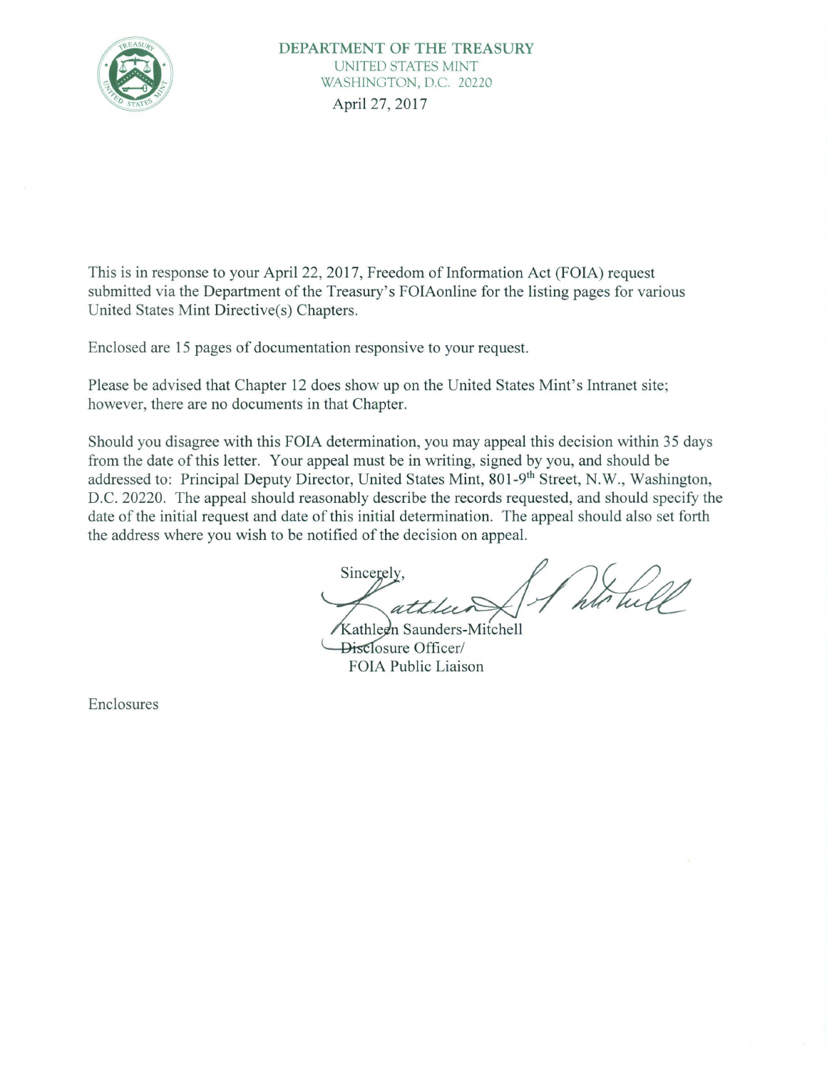**DEPARTMENT OF THE TREASURY**
UNITED STATES MINT
WASHINGTON, D.C. 20220

April 27, 2017

This is in response to your April 22, 2017, Freedom of Information Act (FOIA) request submitted via the Department of the Treasury's FOIAonline for the listing pages for various United States Mint Directive(s) Chapters.

Enclosed are 15 pages of documentation responsive to your request.

Please be advised that Chapter 12 does show up on the United States Mint's Intranet site; however, there are no documents in that Chapter.

Should you disagree with this FOIA determination, you may appeal this decision within 35 days from the date of this letter. Your appeal must be in writing, signed by you, and should be addressed to: Principal Deputy Director, United States Mint, 801-9th Street, N.W., Washington, D.C. 20220. The appeal should reasonably describe the records requested, and should specify the date of the initial request and date of this initial determination. The appeal should also set forth the address where you wish to be notified of the decision on appeal.

Sincerely,

Kathleen Saunders-Mitchell
Disclosure Officer/
FOIA Public Liaison

Enclosures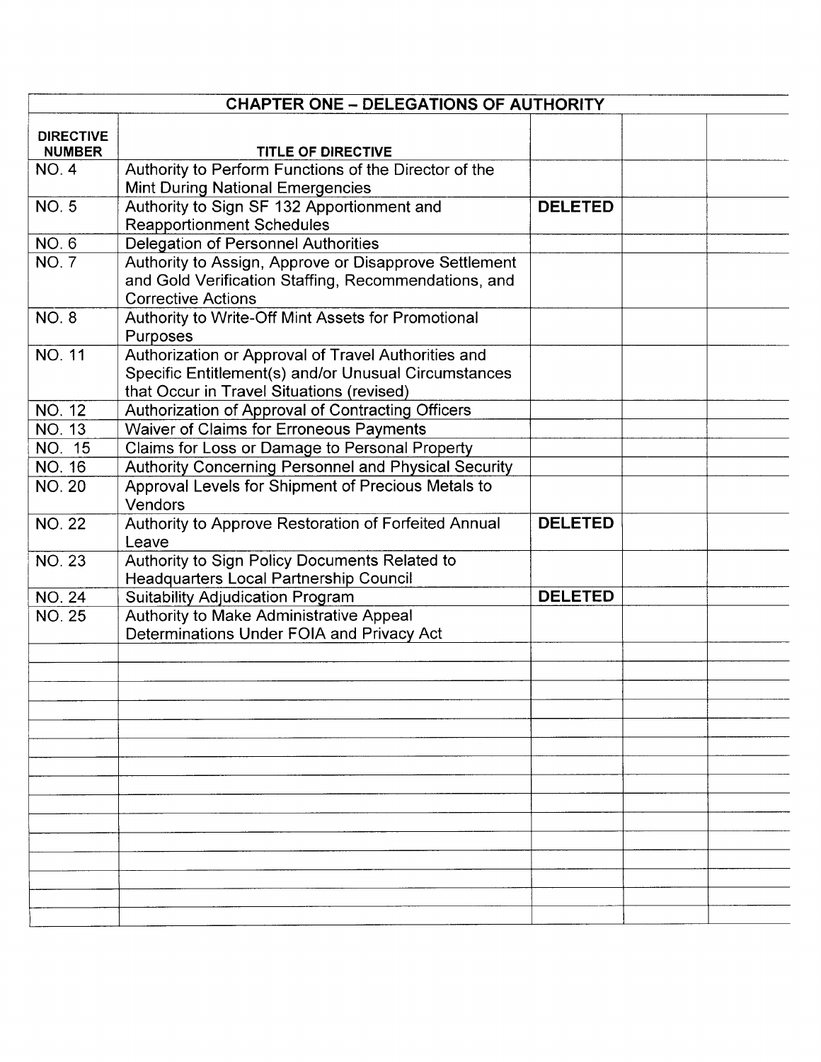| CHAPTER ONE – DELEGATIONS OF AUTHORITY | | | | |
|---|---|---|---|---|
| **DIRECTIVE NUMBER** | **TITLE OF DIRECTIVE** | | | |
| NO. 4 | Authority to Perform Functions of the Director of the Mint During National Emergencies | | | |
| NO. 5 | Authority to Sign SF 132 Apportionment and Reapportionment Schedules | **DELETED** | | |
| NO. 6 | Delegation of Personnel Authorities | | | |
| NO. 7 | Authority to Assign, Approve or Disapprove Settlement and Gold Verification Staffing, Recommendations, and Corrective Actions | | | |
| NO. 8 | Authority to Write-Off Mint Assets for Promotional Purposes | | | |
| NO. 11 | Authorization or Approval of Travel Authorities and Specific Entitlement(s) and/or Unusual Circumstances that Occur in Travel Situations (revised) | | | |
| NO. 12 | Authorization of Approval of Contracting Officers | | | |
| NO. 13 | Waiver of Claims for Erroneous Payments | | | |
| NO. 15 | Claims for Loss or Damage to Personal Property | | | |
| NO. 16 | Authority Concerning Personnel and Physical Security | | | |
| NO. 20 | Approval Levels for Shipment of Precious Metals to Vendors | | | |
| NO. 22 | Authority to Approve Restoration of Forfeited Annual Leave | **DELETED** | | |
| NO. 23 | Authority to Sign Policy Documents Related to Headquarters Local Partnership Council | | | |
| NO. 24 | Suitability Adjudication Program | **DELETED** | | |
| NO. 25 | Authority to Make Administrative Appeal Determinations Under FOIA and Privacy Act | | | |
| | | | | |
| | | | | |
| | | | | |
| | | | | |
| | | | | |
| | | | | |
| | | | | |
| | | | | |
| | | | | |
| | | | | |
| | | | | |
| | | | | |
| | | | | |
| | | | | |
| | | | | |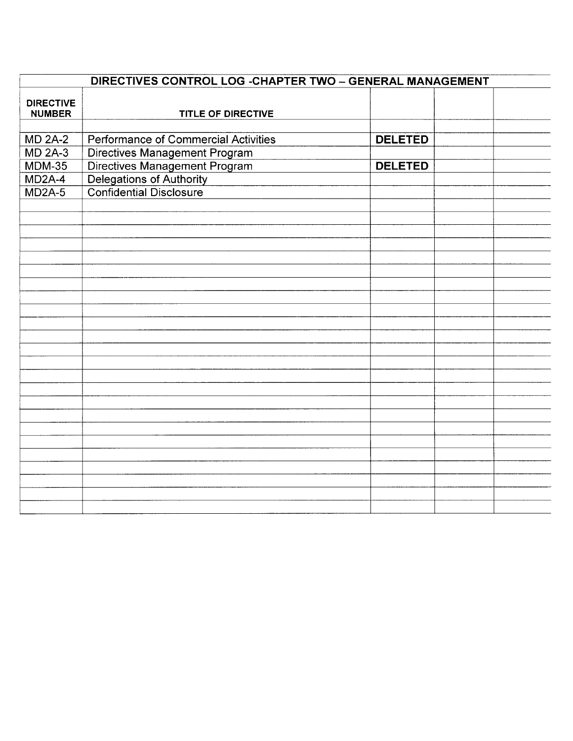| DIRECTIVES CONTROL LOG -CHAPTER TWO – GENERAL MANAGEMENT | | | | |
|---|---|---|---|---|
| **DIRECTIVE NUMBER** | **TITLE OF DIRECTIVE** | | | |
| MD 2A-2 | Performance of Commercial Activities | **DELETED** | | |
| MD 2A-3 | Directives Management Program | | | |
| MDM-35 | Directives Management Program | **DELETED** | | |
| MD2A-4 | Delegations of Authority | | | |
| MD2A-5 | Confidential Disclosure | | | |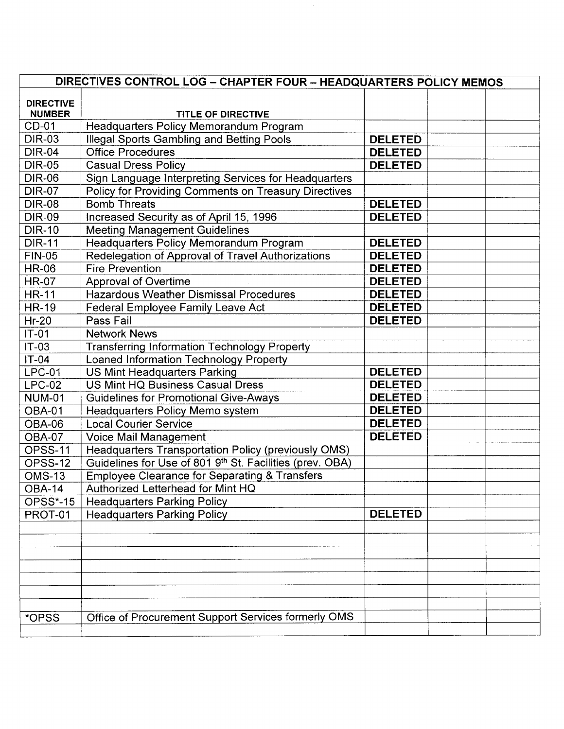| DIRECTIVES CONTROL LOG – CHAPTER FOUR – HEADQUARTERS POLICY MEMOS | | | | |
|---|---|---|---|---|
| **DIRECTIVE NUMBER** | **TITLE OF DIRECTIVE** | | | |
| CD-01 | Headquarters Policy Memorandum Program | | | |
| DIR-03 | Illegal Sports Gambling and Betting Pools | **DELETED** | | |
| DIR-04 | Office Procedures | **DELETED** | | |
| DIR-05 | Casual Dress Policy | **DELETED** | | |
| DIR-06 | Sign Language Interpreting Services for Headquarters | | | |
| DIR-07 | Policy for Providing Comments on Treasury Directives | | | |
| DIR-08 | Bomb Threats | **DELETED** | | |
| DIR-09 | Increased Security as of April 15, 1996 | **DELETED** | | |
| DIR-10 | Meeting Management Guidelines | | | |
| DIR-11 | Headquarters Policy Memorandum Program | **DELETED** | | |
| FIN-05 | Redelegation of Approval of Travel Authorizations | **DELETED** | | |
| HR-06 | Fire Prevention | **DELETED** | | |
| HR-07 | Approval of Overtime | **DELETED** | | |
| HR-11 | Hazardous Weather Dismissal Procedures | **DELETED** | | |
| HR-19 | Federal Employee Family Leave Act | **DELETED** | | |
| Hr-20 | Pass Fail | **DELETED** | | |
| IT-01 | Network News | | | |
| IT-03 | Transferring Information Technology Property | | | |
| IT-04 | Loaned Information Technology Property | | | |
| LPC-01 | US Mint Headquarters Parking | **DELETED** | | |
| LPC-02 | US Mint HQ Business Casual Dress | **DELETED** | | |
| NUM-01 | Guidelines for Promotional Give-Aways | **DELETED** | | |
| OBA-01 | Headquarters Policy Memo system | **DELETED** | | |
| OBA-06 | Local Courier Service | **DELETED** | | |
| OBA-07 | Voice Mail Management | **DELETED** | | |
| OPSS-11 | Headquarters Transportation Policy (previously OMS) | | | |
| OPSS-12 | Guidelines for Use of 801 9th St. Facilities (prev. OBA) | | | |
| OMS-13 | Employee Clearance for Separating & Transfers | | | |
| OBA-14 | Authorized Letterhead for Mint HQ | | | |
| OPSS*-15 | Headquarters Parking Policy | | | |
| PROT-01 | Headquarters Parking Policy | **DELETED** | | |
| | | | | |
| | | | | |
| | | | | |
| | | | | |
| | | | | |
| | | | | |
| | | | | |
| *OPSS | Office of Procurement Support Services formerly OMS | | | |
| | | | | |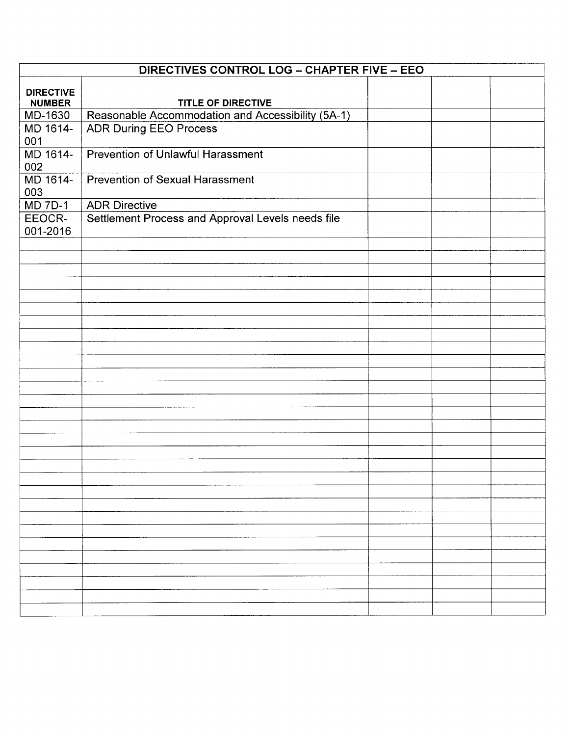| DIRECTIVES CONTROL LOG – CHAPTER FIVE – EEO | | | | |
|---|---|---|---|---|
| **DIRECTIVE NUMBER** | **TITLE OF DIRECTIVE** | | | |
| MD-1630 | Reasonable Accommodation and Accessibility (5A-1) | | | |
| MD 1614-001 | ADR During EEO Process | | | |
| MD 1614-002 | Prevention of Unlawful Harassment | | | |
| MD 1614-003 | Prevention of Sexual Harassment | | | |
| MD 7D-1 | ADR Directive | | | |
| EEOCR-001-2016 | Settlement Process and Approval Levels needs file | | | |
| | | | | |
| | | | | |
| | | | | |
| | | | | |
| | | | | |
| | | | | |
| | | | | |
| | | | | |
| | | | | |
| | | | | |
| | | | | |
| | | | | |
| | | | | |
| | | | | |
| | | | | |
| | | | | |
| | | | | |
| | | | | |
| | | | | |
| | | | | |
| | | | | |
| | | | | |
| | | | | |
| | | | | |
| | | | | |
| | | | | |
| | | | | |
| | | | | |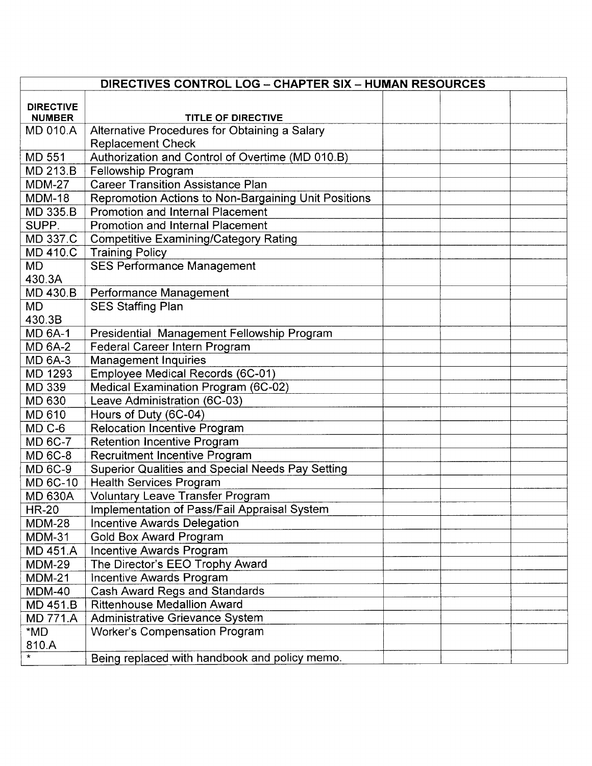| DIRECTIVES CONTROL LOG – CHAPTER SIX – HUMAN RESOURCES | | | | |
|---|---|---|---|---|
| **DIRECTIVE NUMBER** | **TITLE OF DIRECTIVE** | | | |
| MD 010.A | Alternative Procedures for Obtaining a Salary Replacement Check | | | |
| MD 551 | Authorization and Control of Overtime (MD 010.B) | | | |
| MD 213.B | Fellowship Program | | | |
| MDM-27 | Career Transition Assistance Plan | | | |
| MDM-18 | Repromotion Actions to Non-Bargaining Unit Positions | | | |
| MD 335.B | Promotion and Internal Placement | | | |
| SUPP. | Promotion and Internal Placement | | | |
| MD 337.C | Competitive Examining/Category Rating | | | |
| MD 410.C | Training Policy | | | |
| MD 430.3A | SES Performance Management | | | |
| MD 430.B | Performance Management | | | |
| MD 430.3B | SES Staffing Plan | | | |
| MD 6A-1 | Presidential Management Fellowship Program | | | |
| MD 6A-2 | Federal Career Intern Program | | | |
| MD 6A-3 | Management Inquiries | | | |
| MD 1293 | Employee Medical Records (6C-01) | | | |
| MD 339 | Medical Examination Program (6C-02) | | | |
| MD 630 | Leave Administration (6C-03) | | | |
| MD 610 | Hours of Duty (6C-04) | | | |
| MD C-6 | Relocation Incentive Program | | | |
| MD 6C-7 | Retention Incentive Program | | | |
| MD 6C-8 | Recruitment Incentive Program | | | |
| MD 6C-9 | Superior Qualities and Special Needs Pay Setting | | | |
| MD 6C-10 | Health Services Program | | | |
| MD 630A | Voluntary Leave Transfer Program | | | |
| HR-20 | Implementation of Pass/Fail Appraisal System | | | |
| MDM-28 | Incentive Awards Delegation | | | |
| MDM-31 | Gold Box Award Program | | | |
| MD 451.A | Incentive Awards Program | | | |
| MDM-29 | The Director's EEO Trophy Award | | | |
| MDM-21 | Incentive Awards Program | | | |
| MDM-40 | Cash Award Regs and Standards | | | |
| MD 451.B | Rittenhouse Medallion Award | | | |
| MD 771.A | Administrative Grievance System | | | |
| *MD 810.A | Worker's Compensation Program | | | |
| * | Being replaced with handbook and policy memo. | | | |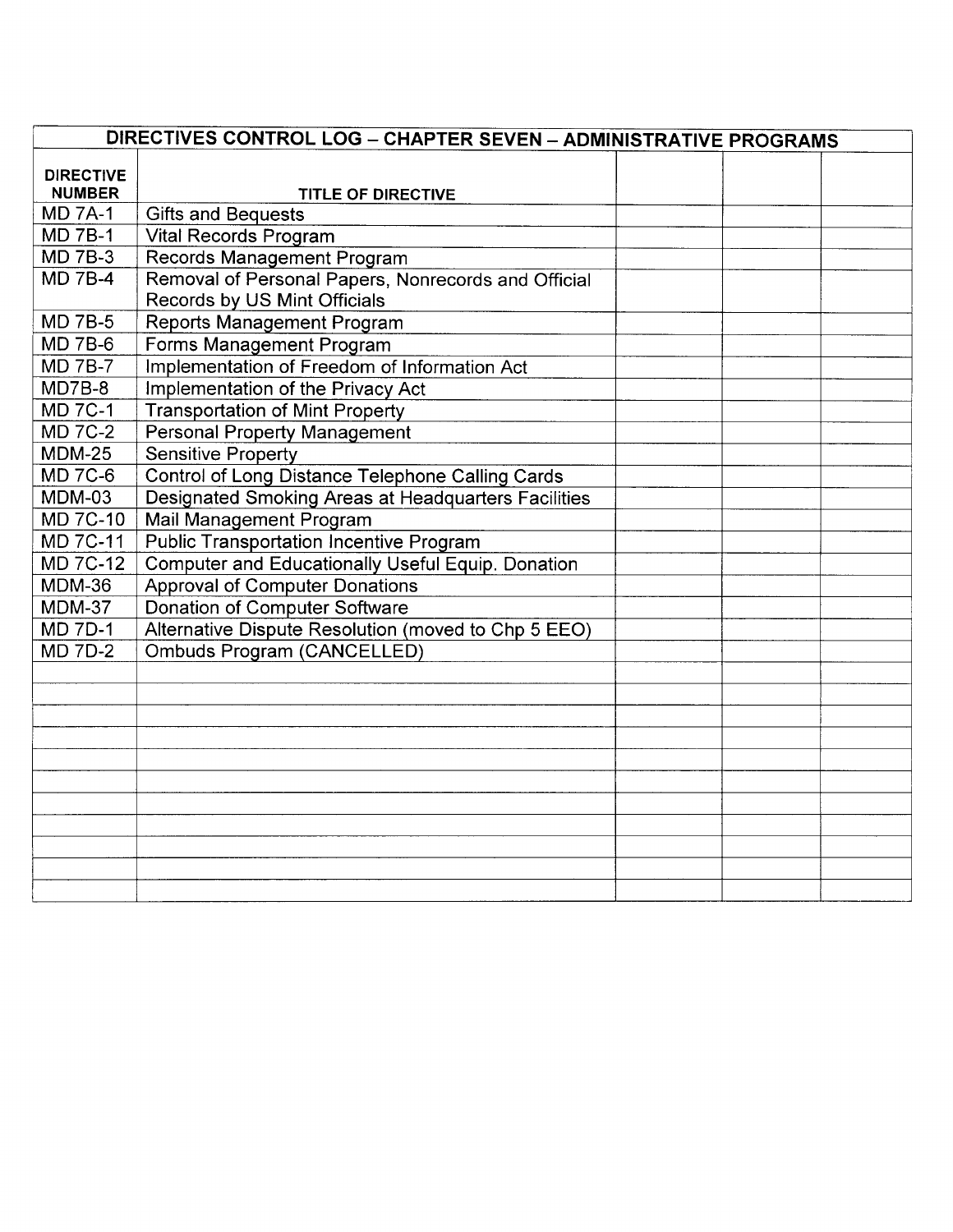| DIRECTIVES CONTROL LOG – CHAPTER SEVEN – ADMINISTRATIVE PROGRAMS | | | | |
|---|---|---|---|---|
| **DIRECTIVE NUMBER** | **TITLE OF DIRECTIVE** | | | |
| MD 7A-1 | Gifts and Bequests | | | |
| MD 7B-1 | Vital Records Program | | | |
| MD 7B-3 | Records Management Program | | | |
| MD 7B-4 | Removal of Personal Papers, Nonrecords and Official Records by US Mint Officials | | | |
| MD 7B-5 | Reports Management Program | | | |
| MD 7B-6 | Forms Management Program | | | |
| MD 7B-7 | Implementation of Freedom of Information Act | | | |
| MD7B-8 | Implementation of the Privacy Act | | | |
| MD 7C-1 | Transportation of Mint Property | | | |
| MD 7C-2 | Personal Property Management | | | |
| MDM-25 | Sensitive Property | | | |
| MD 7C-6 | Control of Long Distance Telephone Calling Cards | | | |
| MDM-03 | Designated Smoking Areas at Headquarters Facilities | | | |
| MD 7C-10 | Mail Management Program | | | |
| MD 7C-11 | Public Transportation Incentive Program | | | |
| MD 7C-12 | Computer and Educationally Useful Equip. Donation | | | |
| MDM-36 | Approval of Computer Donations | | | |
| MDM-37 | Donation of Computer Software | | | |
| MD 7D-1 | Alternative Dispute Resolution (moved to Chp 5 EEO) | | | |
| MD 7D-2 | Ombuds Program (CANCELLED) | | | |
| | | | | |
| | | | | |
| | | | | |
| | | | | |
| | | | | |
| | | | | |
| | | | | |
| | | | | |
| | | | | |
| | | | | |
| | | | | |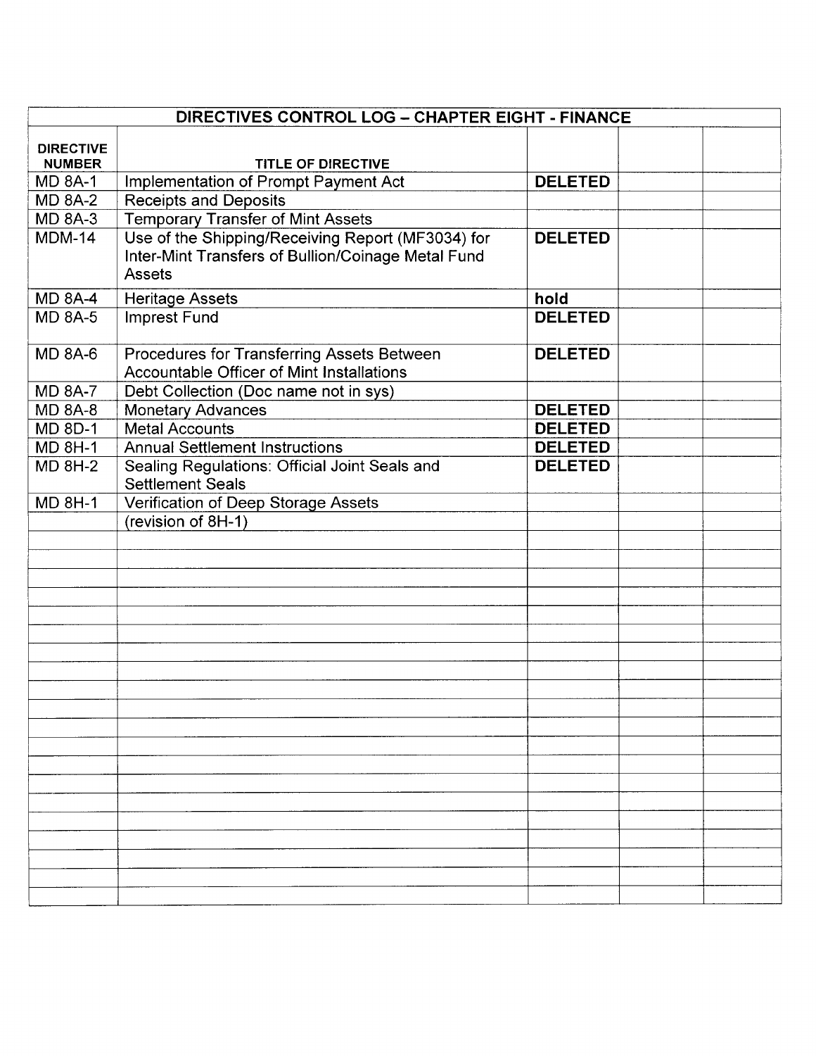| DIRECTIVES CONTROL LOG – CHAPTER EIGHT - FINANCE | | | | |
|---|---|---|---|---|
| **DIRECTIVE NUMBER** | **TITLE OF DIRECTIVE** | | | |
| MD 8A-1 | Implementation of Prompt Payment Act | **DELETED** | | |
| MD 8A-2 | Receipts and Deposits | | | |
| MD 8A-3 | Temporary Transfer of Mint Assets | | | |
| MDM-14 | Use of the Shipping/Receiving Report (MF3034) for Inter-Mint Transfers of Bullion/Coinage Metal Fund Assets | **DELETED** | | |
| MD 8A-4 | Heritage Assets | **hold** | | |
| MD 8A-5 | Imprest Fund | **DELETED** | | |
| MD 8A-6 | Procedures for Transferring Assets Between Accountable Officer of Mint Installations | **DELETED** | | |
| MD 8A-7 | Debt Collection (Doc name not in sys) | | | |
| MD 8A-8 | Monetary Advances | **DELETED** | | |
| MD 8D-1 | Metal Accounts | **DELETED** | | |
| MD 8H-1 | Annual Settlement Instructions | **DELETED** | | |
| MD 8H-2 | Sealing Regulations: Official Joint Seals and Settlement Seals | **DELETED** | | |
| MD 8H-1 | Verification of Deep Storage Assets | | | |
| | (revision of 8H-1) | | | |
| | | | | |
| | | | | |
| | | | | |
| | | | | |
| | | | | |
| | | | | |
| | | | | |
| | | | | |
| | | | | |
| | | | | |
| | | | | |
| | | | | |
| | | | | |
| | | | | |
| | | | | |
| | | | | |
| | | | | |
| | | | | |
| | | | | |
| | | | | |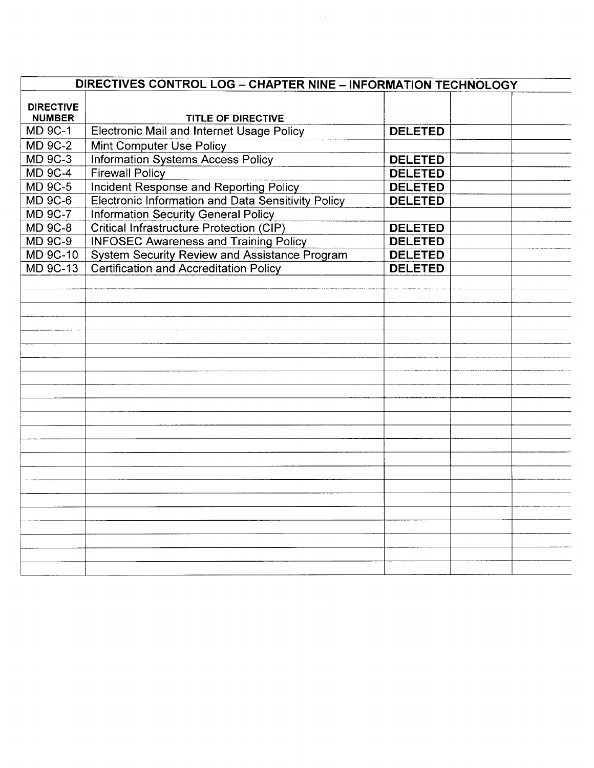| DIRECTIVES CONTROL LOG – CHAPTER NINE – INFORMATION TECHNOLOGY | | | | |
|---|---|---|---|---|
| **DIRECTIVE NUMBER** | **TITLE OF DIRECTIVE** | | | |
| MD 9C-1 | Electronic Mail and Internet Usage Policy | **DELETED** | | |
| MD 9C-2 | Mint Computer Use Policy | | | |
| MD 9C-3 | Information Systems Access Policy | **DELETED** | | |
| MD 9C-4 | Firewall Policy | **DELETED** | | |
| MD 9C-5 | Incident Response and Reporting Policy | **DELETED** | | |
| MD 9C-6 | Electronic Information and Data Sensitivity Policy | **DELETED** | | |
| MD 9C-7 | Information Security General Policy | | | |
| MD 9C-8 | Critical Infrastructure Protection (CIP) | **DELETED** | | |
| MD 9C-9 | INFOSEC Awareness and Training Policy | **DELETED** | | |
| MD 9C-10 | System Security Review and Assistance Program | **DELETED** | | |
| MD 9C-13 | Certification and Accreditation Policy | **DELETED** | | |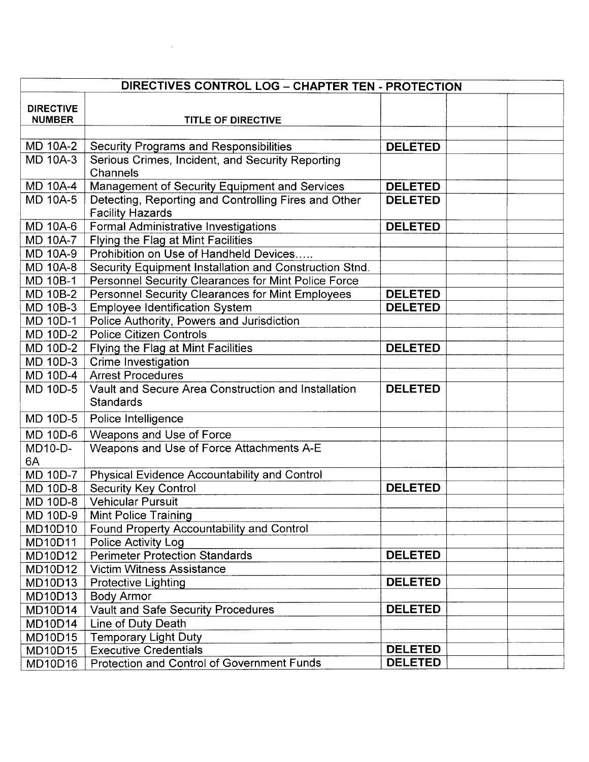| DIRECTIVES CONTROL LOG – CHAPTER TEN - PROTECTION | | | | |
|---|---|---|---|---|
| **DIRECTIVE NUMBER** | **TITLE OF DIRECTIVE** | | | |
| | | | | |
| MD 10A-2 | Security Programs and Responsibilities | **DELETED** | | |
| MD 10A-3 | Serious Crimes, Incident, and Security Reporting Channels | | | |
| MD 10A-4 | Management of Security Equipment and Services | **DELETED** | | |
| MD 10A-5 | Detecting, Reporting and Controlling Fires and Other Facility Hazards | **DELETED** | | |
| MD 10A-6 | Formal Administrative Investigations | **DELETED** | | |
| MD 10A-7 | Flying the Flag at Mint Facilities | | | |
| MD 10A-9 | Prohibition on Use of Handheld Devices….. | | | |
| MD 10A-8 | Security Equipment Installation and Construction Stnd. | | | |
| MD 10B-1 | Personnel Security Clearances for Mint Police Force | | | |
| MD 10B-2 | Personnel Security Clearances for Mint Employees | **DELETED** | | |
| MD 10B-3 | Employee Identification System | **DELETED** | | |
| MD 10D-1 | Police Authority, Powers and Jurisdiction | | | |
| MD 10D-2 | Police Citizen Controls | | | |
| MD 10D-2 | Flying the Flag at Mint Facilities | **DELETED** | | |
| MD 10D-3 | Crime Investigation | | | |
| MD 10D-4 | Arrest Procedures | | | |
| MD 10D-5 | Vault and Secure Area Construction and Installation Standards | **DELETED** | | |
| MD 10D-5 | Police Intelligence | | | |
| MD 10D-6 | Weapons and Use of Force | | | |
| MD10-D-6A | Weapons and Use of Force Attachments A-E | | | |
| MD 10D-7 | Physical Evidence Accountability and Control | | | |
| MD 10D-8 | Security Key Control | **DELETED** | | |
| MD 10D-8 | Vehicular Pursuit | | | |
| MD 10D-9 | Mint Police Training | | | |
| MD10D10 | Found Property Accountability and Control | | | |
| MD10D11 | Police Activity Log | | | |
| MD10D12 | Perimeter Protection Standards | **DELETED** | | |
| MD10D12 | Victim Witness Assistance | | | |
| MD10D13 | Protective Lighting | **DELETED** | | |
| MD10D13 | Body Armor | | | |
| MD10D14 | Vault and Safe Security Procedures | **DELETED** | | |
| MD10D14 | Line of Duty Death | | | |
| MD10D15 | Temporary Light Duty | | | |
| MD10D15 | Executive Credentials | **DELETED** | | |
| MD10D16 | Protection and Control of Government Funds | **DELETED** | | |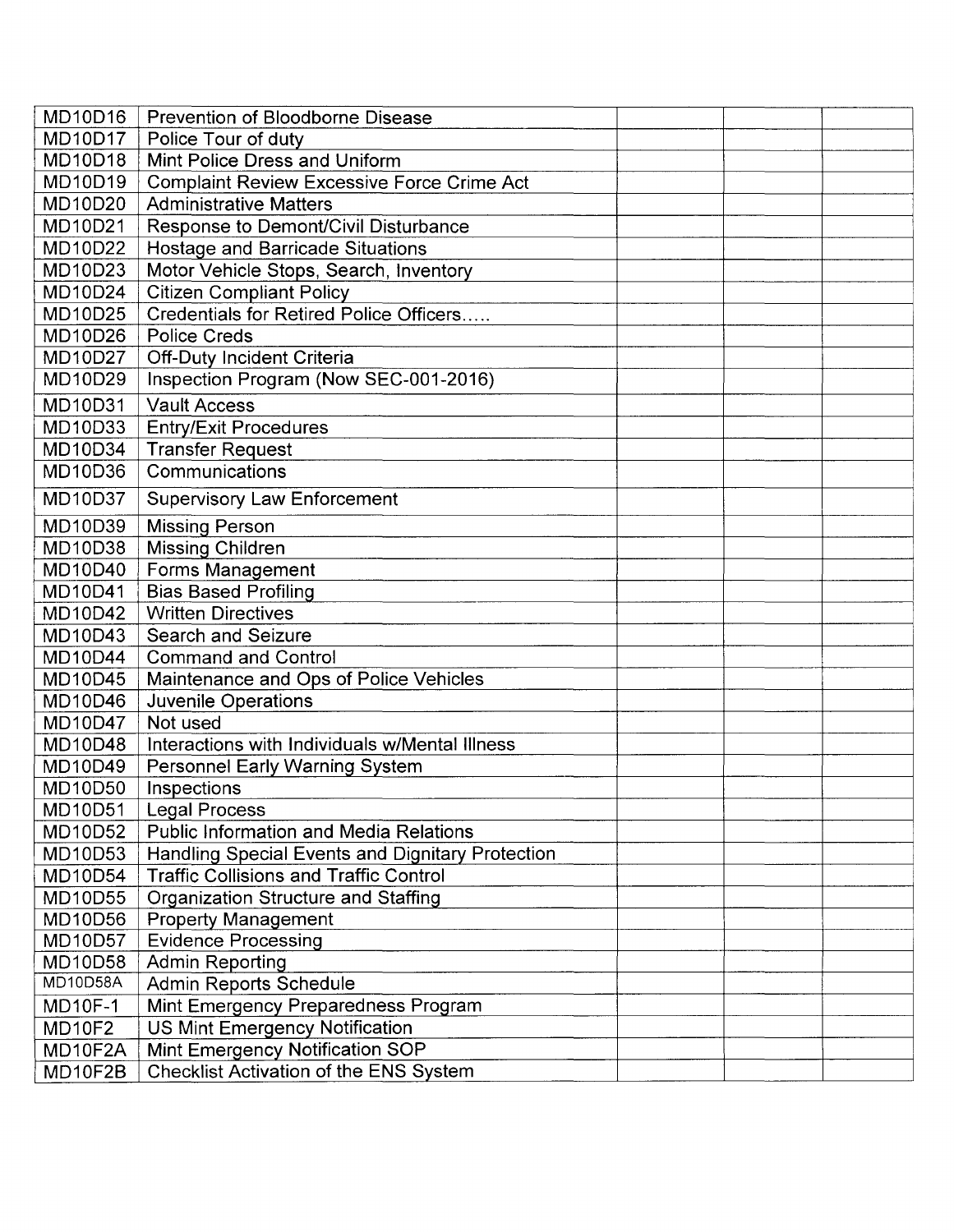| | | | | |
|---|---|---|---|---|
| MD10D16 | Prevention of Bloodborne Disease | | | |
| MD10D17 | Police Tour of duty | | | |
| MD10D18 | Mint Police Dress and Uniform | | | |
| MD10D19 | Complaint Review Excessive Force Crime Act | | | |
| MD10D20 | Administrative Matters | | | |
| MD10D21 | Response to Demont/Civil Disturbance | | | |
| MD10D22 | Hostage and Barricade Situations | | | |
| MD10D23 | Motor Vehicle Stops, Search, Inventory | | | |
| MD10D24 | Citizen Compliant Policy | | | |
| MD10D25 | Credentials for Retired Police Officers..... | | | |
| MD10D26 | Police Creds | | | |
| MD10D27 | Off-Duty Incident Criteria | | | |
| MD10D29 | Inspection Program (Now SEC-001-2016) | | | |
| MD10D31 | Vault Access | | | |
| MD10D33 | Entry/Exit Procedures | | | |
| MD10D34 | Transfer Request | | | |
| MD10D36 | Communications | | | |
| MD10D37 | Supervisory Law Enforcement | | | |
| MD10D39 | Missing Person | | | |
| MD10D38 | Missing Children | | | |
| MD10D40 | Forms Management | | | |
| MD10D41 | Bias Based Profiling | | | |
| MD10D42 | Written Directives | | | |
| MD10D43 | Search and Seizure | | | |
| MD10D44 | Command and Control | | | |
| MD10D45 | Maintenance and Ops of Police Vehicles | | | |
| MD10D46 | Juvenile Operations | | | |
| MD10D47 | Not used | | | |
| MD10D48 | Interactions with Individuals w/Mental Illness | | | |
| MD10D49 | Personnel Early Warning System | | | |
| MD10D50 | Inspections | | | |
| MD10D51 | Legal Process | | | |
| MD10D52 | Public Information and Media Relations | | | |
| MD10D53 | Handling Special Events and Dignitary Protection | | | |
| MD10D54 | Traffic Collisions and Traffic Control | | | |
| MD10D55 | Organization Structure and Staffing | | | |
| MD10D56 | Property Management | | | |
| MD10D57 | Evidence Processing | | | |
| MD10D58 | Admin Reporting | | | |
| MD10D58A | Admin Reports Schedule | | | |
| MD10F-1 | Mint Emergency Preparedness Program | | | |
| MD10F2 | US Mint Emergency Notification | | | |
| MD10F2A | Mint Emergency Notification SOP | | | |
| MD10F2B | Checklist Activation of the ENS System | | | |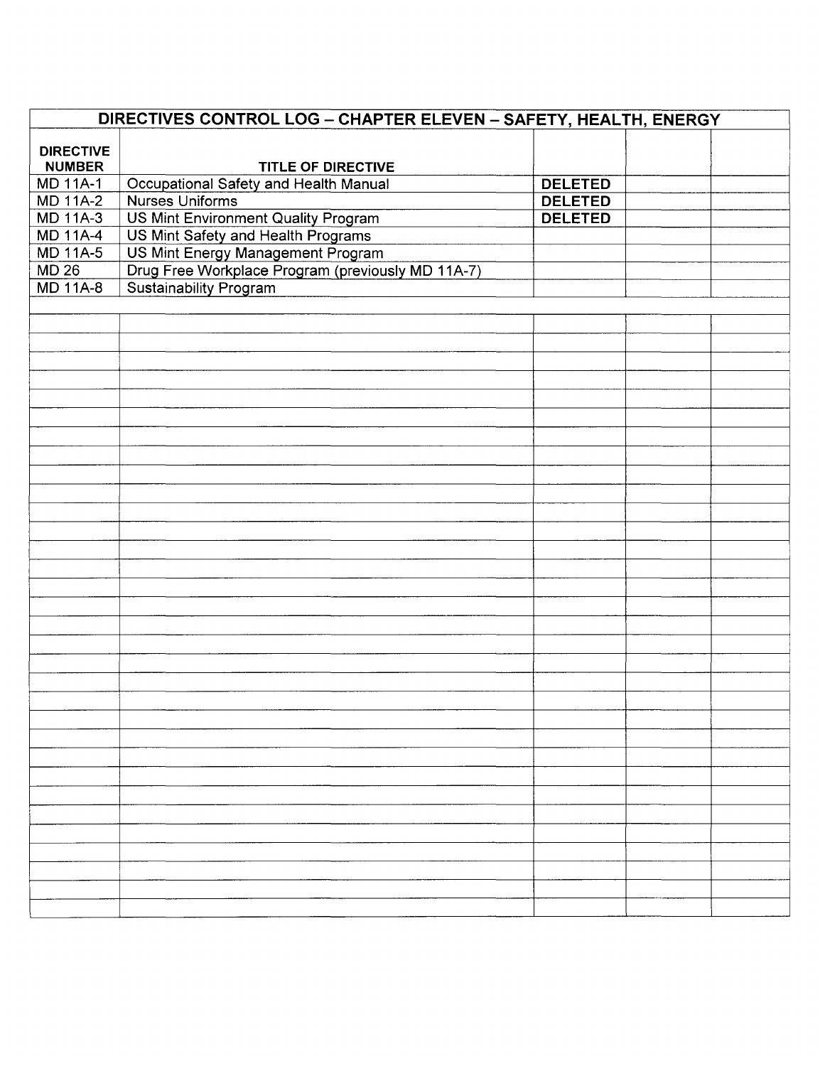| DIRECTIVES CONTROL LOG – CHAPTER ELEVEN – SAFETY, HEALTH, ENERGY | | | | |
|---|---|---|---|---|
| **DIRECTIVE NUMBER** | **TITLE OF DIRECTIVE** | | | |
| MD 11A-1 | Occupational Safety and Health Manual | **DELETED** | | |
| MD 11A-2 | Nurses Uniforms | **DELETED** | | |
| MD 11A-3 | US Mint Environment Quality Program | **DELETED** | | |
| MD 11A-4 | US Mint Safety and Health Programs | | | |
| MD 11A-5 | US Mint Energy Management Program | | | |
| MD 26 | Drug Free Workplace Program (previously MD 11A-7) | | | |
| MD 11A-8 | Sustainability Program | | | |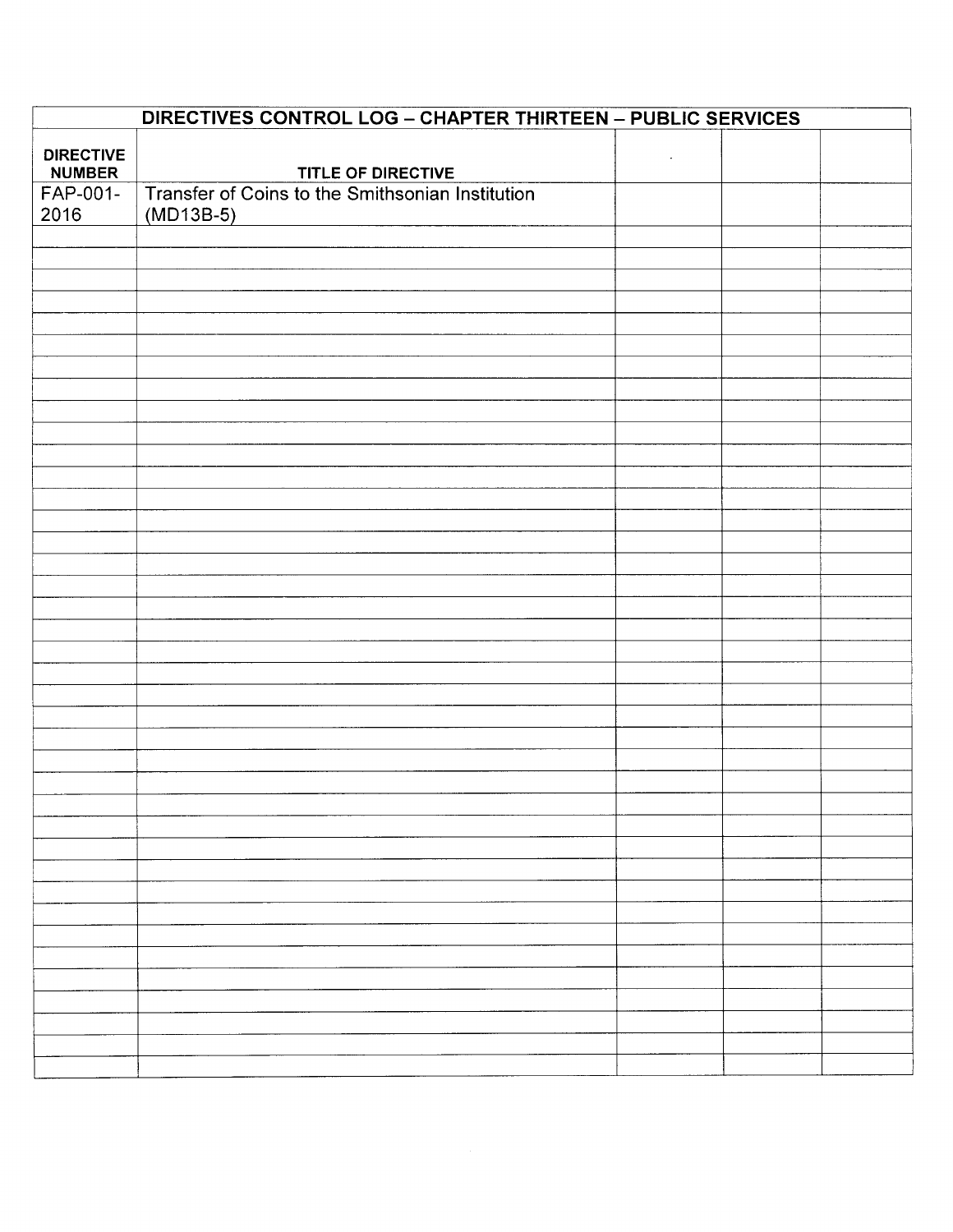| DIRECTIVES CONTROL LOG – CHAPTER THIRTEEN – PUBLIC SERVICES | | | | |
|---|---|---|---|---|
| DIRECTIVE NUMBER | TITLE OF DIRECTIVE | | | |
| FAP-001-2016 | Transfer of Coins to the Smithsonian Institution (MD13B-5) | | | |
| | | | | |
| | | | | |
| | | | | |
| | | | | |
| | | | | |
| | | | | |
| | | | | |
| | | | | |
| | | | | |
| | | | | |
| | | | | |
| | | | | |
| | | | | |
| | | | | |
| | | | | |
| | | | | |
| | | | | |
| | | | | |
| | | | | |
| | | | | |
| | | | | |
| | | | | |
| | | | | |
| | | | | |
| | | | | |
| | | | | |
| | | | | |
| | | | | |
| | | | | |
| | | | | |
| | | | | |
| | | | | |
| | | | | |
| | | | | |
| | | | | |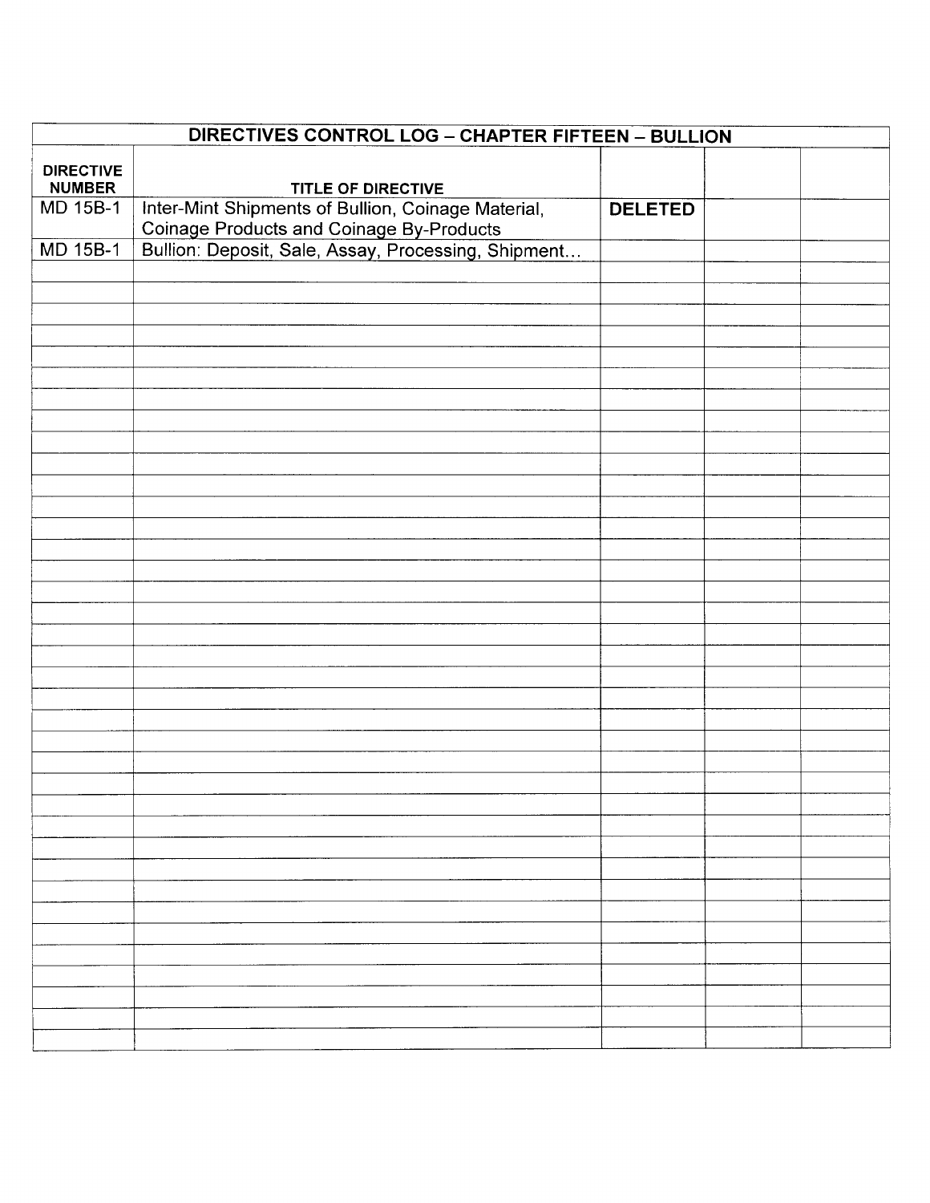| DIRECTIVES CONTROL LOG – CHAPTER FIFTEEN – BULLION | | | | |
|---|---|---|---|---|
| **DIRECTIVE NUMBER** | **TITLE OF DIRECTIVE** | | | |
| MD 15B-1 | Inter-Mint Shipments of Bullion, Coinage Material, Coinage Products and Coinage By-Products | **DELETED** | | |
| MD 15B-1 | Bullion: Deposit, Sale, Assay, Processing, Shipment… | | | |
| | | | | |
| | | | | |
| | | | | |
| | | | | |
| | | | | |
| | | | | |
| | | | | |
| | | | | |
| | | | | |
| | | | | |
| | | | | |
| | | | | |
| | | | | |
| | | | | |
| | | | | |
| | | | | |
| | | | | |
| | | | | |
| | | | | |
| | | | | |
| | | | | |
| | | | | |
| | | | | |
| | | | | |
| | | | | |
| | | | | |
| | | | | |
| | | | | |
| | | | | |
| | | | | |
| | | | | |
| | | | | |
| | | | | |
| | | | | |
| | | | | |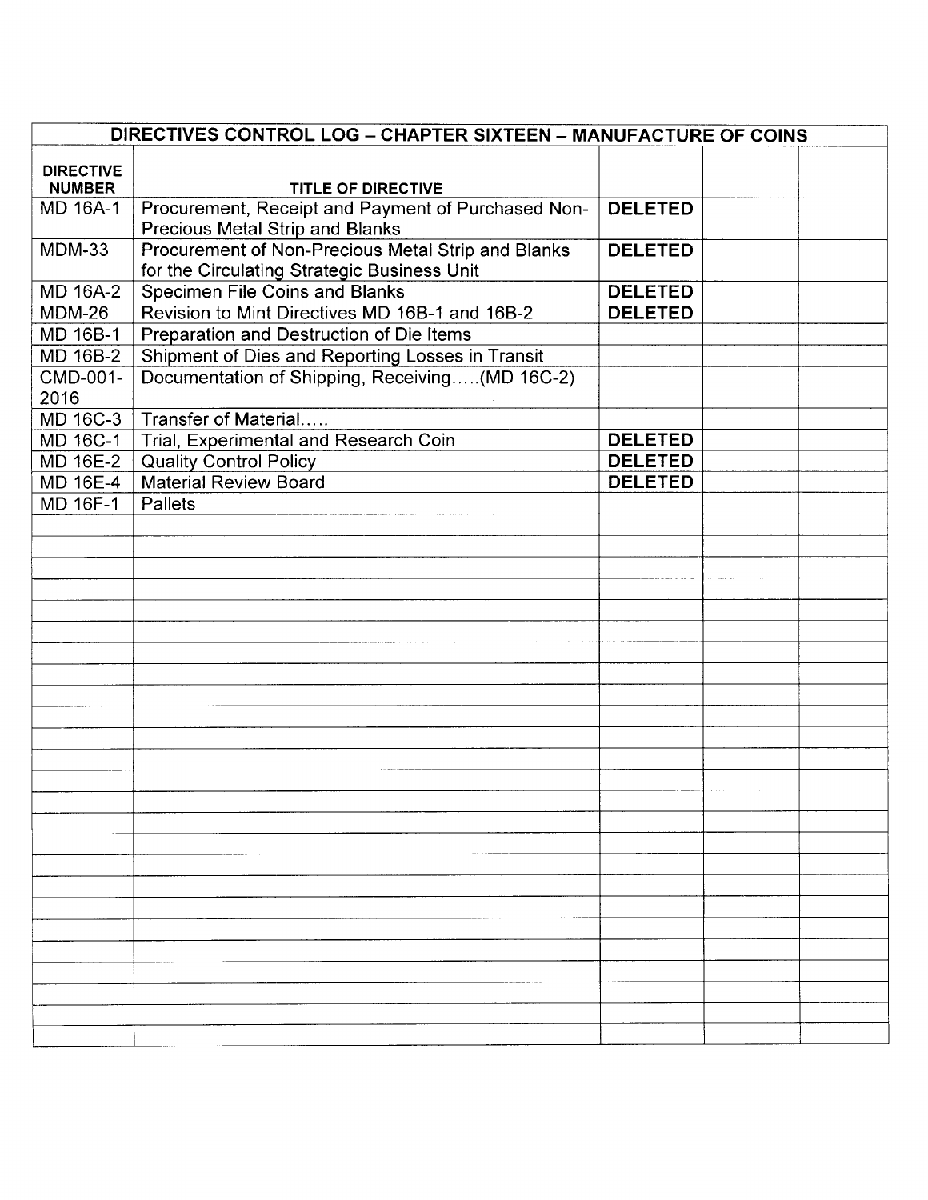| DIRECTIVES CONTROL LOG – CHAPTER SIXTEEN – MANUFACTURE OF COINS | | | | |
|---|---|---|---|---|
| **DIRECTIVE NUMBER** | **TITLE OF DIRECTIVE** | | | |
| MD 16A-1 | Procurement, Receipt and Payment of Purchased Non-Precious Metal Strip and Blanks | **DELETED** | | |
| MDM-33 | Procurement of Non-Precious Metal Strip and Blanks for the Circulating Strategic Business Unit | **DELETED** | | |
| MD 16A-2 | Specimen File Coins and Blanks | **DELETED** | | |
| MDM-26 | Revision to Mint Directives MD 16B-1 and 16B-2 | **DELETED** | | |
| MD 16B-1 | Preparation and Destruction of Die Items | | | |
| MD 16B-2 | Shipment of Dies and Reporting Losses in Transit | | | |
| CMD-001-2016 | Documentation of Shipping, Receiving.....(MD 16C-2) | | | |
| MD 16C-3 | Transfer of Material..... | | | |
| MD 16C-1 | Trial, Experimental and Research Coin | **DELETED** | | |
| MD 16E-2 | Quality Control Policy | **DELETED** | | |
| MD 16E-4 | Material Review Board | **DELETED** | | |
| MD 16F-1 | Pallets | | | |
| | | | | |
| | | | | |
| | | | | |
| | | | | |
| | | | | |
| | | | | |
| | | | | |
| | | | | |
| | | | | |
| | | | | |
| | | | | |
| | | | | |
| | | | | |
| | | | | |
| | | | | |
| | | | | |
| | | | | |
| | | | | |
| | | | | |
| | | | | |
| | | | | |
| | | | | |
| | | | | |
| | | | | |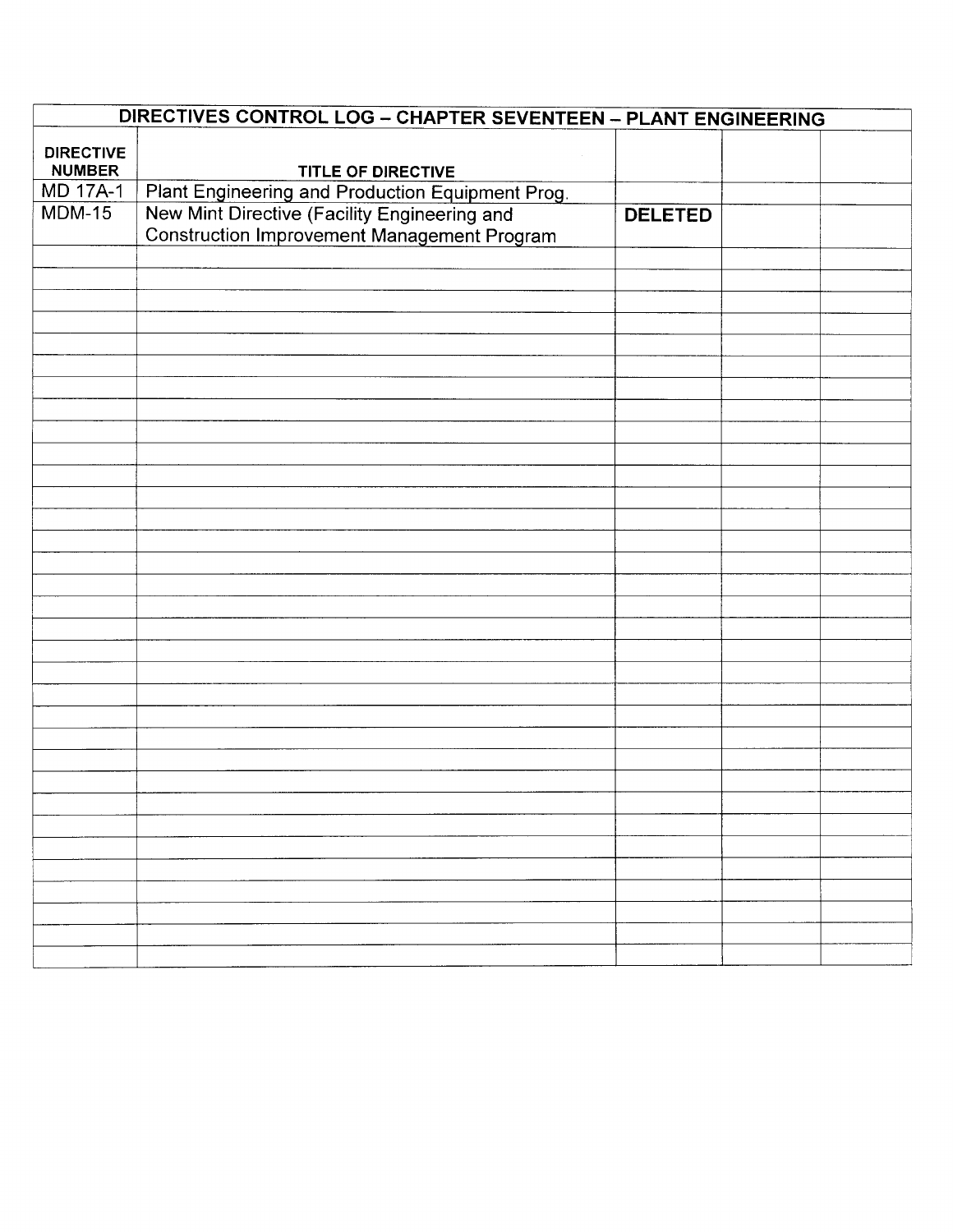| DIRECTIVES CONTROL LOG – CHAPTER SEVENTEEN – PLANT ENGINEERING | | | | |
|---|---|---|---|---|
| DIRECTIVE NUMBER | TITLE OF DIRECTIVE | | | |
| MD 17A-1 | Plant Engineering and Production Equipment Prog. | | | |
| MDM-15 | New Mint Directive (Facility Engineering and Construction Improvement Management Program | DELETED | | |
| | | | | |
| | | | | |
| | | | | |
| | | | | |
| | | | | |
| | | | | |
| | | | | |
| | | | | |
| | | | | |
| | | | | |
| | | | | |
| | | | | |
| | | | | |
| | | | | |
| | | | | |
| | | | | |
| | | | | |
| | | | | |
| | | | | |
| | | | | |
| | | | | |
| | | | | |
| | | | | |
| | | | | |
| | | | | |
| | | | | |
| | | | | |
| | | | | |
| | | | | |
| | | | | |